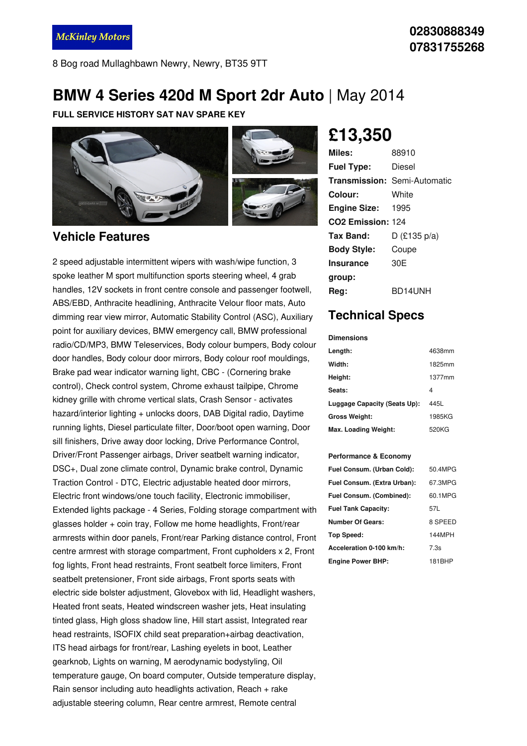McKinley Motors

8 Bog road Mullaghbawn Newry, Newry, BT35 9TT

**02830888349**
**07831755268**

# BMW 4 Series 420d M Sport 2dr Auto | May 2014

**FULL SERVICE HISTORY SAT NAV SPARE KEY**

## £13,350

| | |
|---|---|
| **Miles:** | 88910 |
| **Fuel Type:** | Diesel |
| **Transmission:** | Semi-Automatic |
| **Colour:** | White |
| **Engine Size:** | 1995 |
| **CO2 Emission:** | 124 |
| **Tax Band:** | D (£135 p/a) |
| **Body Style:** | Coupe |
| **Insurance group:** | 30E |
| **Reg:** | BD14UNH |

## Vehicle Features

2 speed adjustable intermittent wipers with wash/wipe function, 3 spoke leather M sport multifunction sports steering wheel, 4 grab handles, 12V sockets in front centre console and passenger footwell, ABS/EBD, Anthracite headlining, Anthracite Velour floor mats, Auto dimming rear view mirror, Automatic Stability Control (ASC), Auxiliary point for auxiliary devices, BMW emergency call, BMW professional radio/CD/MP3, BMW Teleservices, Body colour bumpers, Body colour door handles, Body colour door mirrors, Body colour roof mouldings, Brake pad wear indicator warning light, CBC - (Cornering brake control), Check control system, Chrome exhaust tailpipe, Chrome kidney grille with chrome vertical slats, Crash Sensor - activates hazard/interior lighting + unlocks doors, DAB Digital radio, Daytime running lights, Diesel particulate filter, Door/boot open warning, Door sill finishers, Drive away door locking, Drive Performance Control, Driver/Front Passenger airbags, Driver seatbelt warning indicator, DSC+, Dual zone climate control, Dynamic brake control, Dynamic Traction Control - DTC, Electric adjustable heated door mirrors, Electric front windows/one touch facility, Electronic immobiliser, Extended lights package - 4 Series, Folding storage compartment with glasses holder + coin tray, Follow me home headlights, Front/rear armrests within door panels, Front/rear Parking distance control, Front centre armrest with storage compartment, Front cupholders x 2, Front fog lights, Front head restraints, Front seatbelt force limiters, Front seatbelt pretensioner, Front side airbags, Front sports seats with electric side bolster adjustment, Glovebox with lid, Headlight washers, Heated front seats, Heated windscreen washer jets, Heat insulating tinted glass, High gloss shadow line, Hill start assist, Integrated rear head restraints, ISOFIX child seat preparation+airbag deactivation, ITS head airbags for front/rear, Lashing eyelets in boot, Leather gearknob, Lights on warning, M aerodynamic bodystyling, Oil temperature gauge, On board computer, Outside temperature display, Rain sensor including auto headlights activation, Reach + rake adjustable steering column, Rear centre armrest, Remote central

## Technical Specs

**Dimensions**

| | |
|---|---|
| **Length:** | 4638mm |
| **Width:** | 1825mm |
| **Height:** | 1377mm |
| **Seats:** | 4 |
| **Luggage Capacity (Seats Up):** | 445L |
| **Gross Weight:** | 1985KG |
| **Max. Loading Weight:** | 520KG |

**Performance & Economy**

| | |
|---|---|
| **Fuel Consum. (Urban Cold):** | 50.4MPG |
| **Fuel Consum. (Extra Urban):** | 67.3MPG |
| **Fuel Consum. (Combined):** | 60.1MPG |
| **Fuel Tank Capacity:** | 57L |
| **Number Of Gears:** | 8 SPEED |
| **Top Speed:** | 144MPH |
| **Acceleration 0-100 km/h:** | 7.3s |
| **Engine Power BHP:** | 181BHP |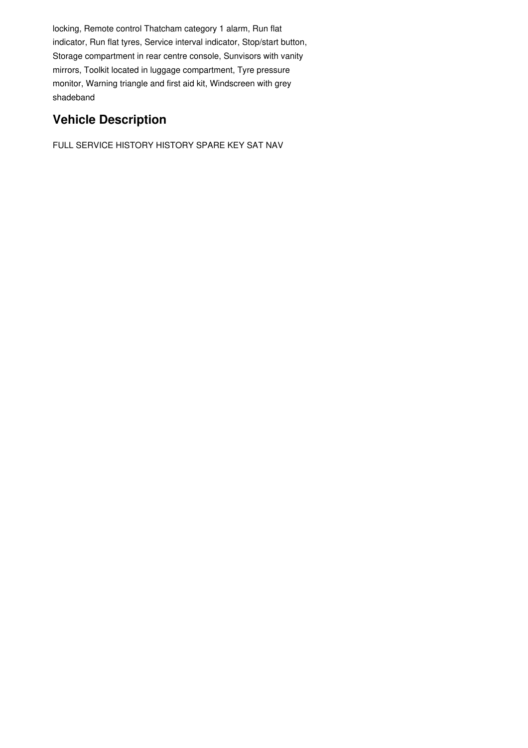locking, Remote control Thatcham category 1 alarm, Run flat indicator, Run flat tyres, Service interval indicator, Stop/start button, Storage compartment in rear centre console, Sunvisors with vanity mirrors, Toolkit located in luggage compartment, Tyre pressure monitor, Warning triangle and first aid kit, Windscreen with grey shadeband

## Vehicle Description

FULL SERVICE HISTORY HISTORY SPARE KEY SAT NAV